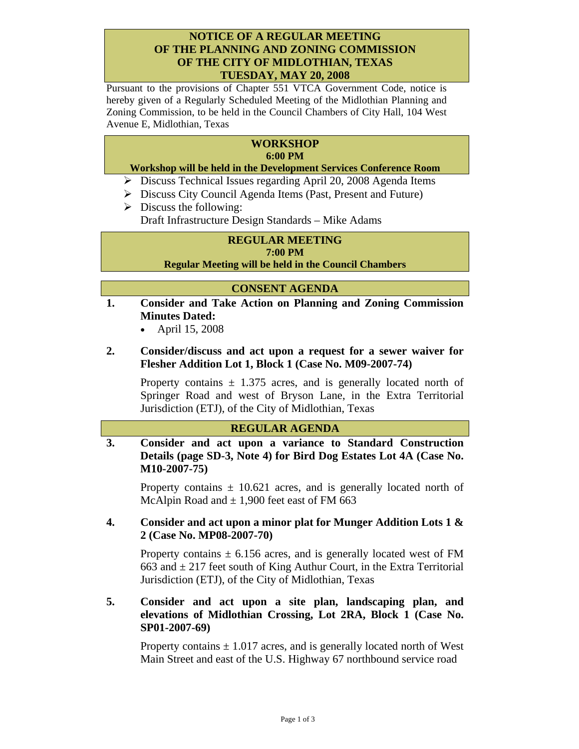# NOTICE OF A REGULAR MEETING OF THE PLANNING AND ZONING COMMISSION OF THE CITY OF MIDLOTHIAN, TEXAS TUESDAY, MAY 20, 2008

Pursuant to the provisions of Chapter 551 VTCA Government Code, notice is hereby given of a Regularly Scheduled Meeting of the Midlothian Planning and Zoning Commission, to be held in the Council Chambers of City Hall, 104 West Avenue E, Midlothian, Texas

## WORKSHOP
**6:00 PM**
**Workshop will be held in the Development Services Conference Room**

- Discuss Technical Issues regarding April 20, 2008 Agenda Items
- Discuss City Council Agenda Items (Past, Present and Future)
- Discuss the following:
  Draft Infrastructure Design Standards – Mike Adams

## REGULAR MEETING
**7:00 PM**
**Regular Meeting will be held in the Council Chambers**

## CONSENT AGENDA

**1. Consider and Take Action on Planning and Zoning Commission Minutes Dated:**

- April 15, 2008

**2. Consider/discuss and act upon a request for a sewer waiver for Flesher Addition Lot 1, Block 1 (Case No. M09-2007-74)**

Property contains ± 1.375 acres, and is generally located north of Springer Road and west of Bryson Lane, in the Extra Territorial Jurisdiction (ETJ), of the City of Midlothian, Texas

## REGULAR AGENDA

**3. Consider and act upon a variance to Standard Construction Details (page SD-3, Note 4) for Bird Dog Estates Lot 4A (Case No. M10-2007-75)**

Property contains ± 10.621 acres, and is generally located north of McAlpin Road and ± 1,900 feet east of FM 663

**4. Consider and act upon a minor plat for Munger Addition Lots 1 & 2 (Case No. MP08-2007-70)**

Property contains ± 6.156 acres, and is generally located west of FM 663 and ± 217 feet south of King Authur Court, in the Extra Territorial Jurisdiction (ETJ), of the City of Midlothian, Texas

**5. Consider and act upon a site plan, landscaping plan, and elevations of Midlothian Crossing, Lot 2RA, Block 1 (Case No. SP01-2007-69)**

Property contains ± 1.017 acres, and is generally located north of West Main Street and east of the U.S. Highway 67 northbound service road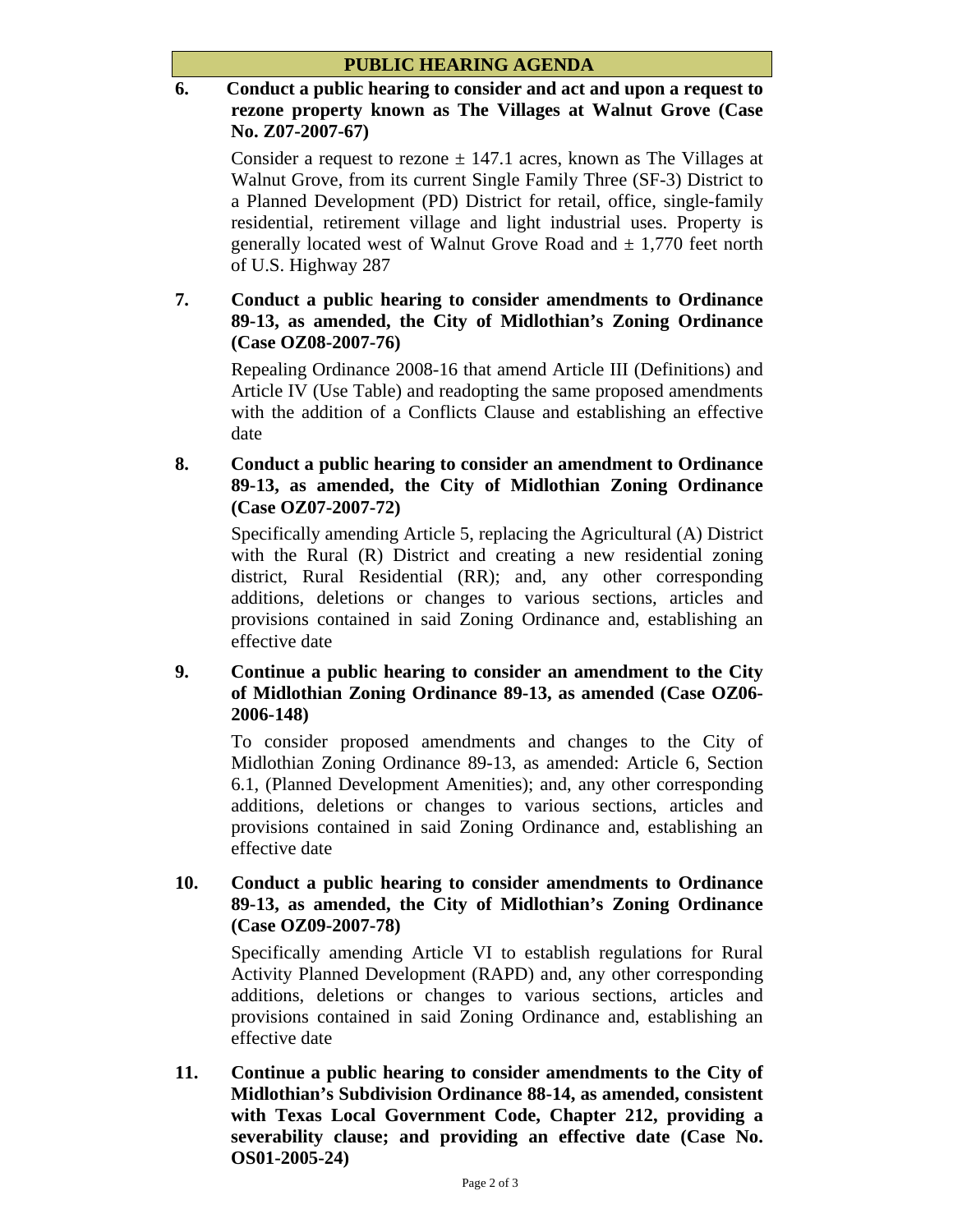## PUBLIC HEARING AGENDA

**6. Conduct a public hearing to consider and act and upon a request to rezone property known as The Villages at Walnut Grove (Case No. Z07-2007-67)**

Consider a request to rezone ± 147.1 acres, known as The Villages at Walnut Grove, from its current Single Family Three (SF-3) District to a Planned Development (PD) District for retail, office, single-family residential, retirement village and light industrial uses. Property is generally located west of Walnut Grove Road and ± 1,770 feet north of U.S. Highway 287

**7. Conduct a public hearing to consider amendments to Ordinance 89-13, as amended, the City of Midlothian's Zoning Ordinance (Case OZ08-2007-76)**

Repealing Ordinance 2008-16 that amend Article III (Definitions) and Article IV (Use Table) and readopting the same proposed amendments with the addition of a Conflicts Clause and establishing an effective date

**8. Conduct a public hearing to consider an amendment to Ordinance 89-13, as amended, the City of Midlothian Zoning Ordinance (Case OZ07-2007-72)**

Specifically amending Article 5, replacing the Agricultural (A) District with the Rural (R) District and creating a new residential zoning district, Rural Residential (RR); and, any other corresponding additions, deletions or changes to various sections, articles and provisions contained in said Zoning Ordinance and, establishing an effective date

**9. Continue a public hearing to consider an amendment to the City of Midlothian Zoning Ordinance 89-13, as amended (Case OZ06-2006-148)**

To consider proposed amendments and changes to the City of Midlothian Zoning Ordinance 89-13, as amended: Article 6, Section 6.1, (Planned Development Amenities); and, any other corresponding additions, deletions or changes to various sections, articles and provisions contained in said Zoning Ordinance and, establishing an effective date

**10. Conduct a public hearing to consider amendments to Ordinance 89-13, as amended, the City of Midlothian's Zoning Ordinance (Case OZ09-2007-78)**

Specifically amending Article VI to establish regulations for Rural Activity Planned Development (RAPD) and, any other corresponding additions, deletions or changes to various sections, articles and provisions contained in said Zoning Ordinance and, establishing an effective date

**11. Continue a public hearing to consider amendments to the City of Midlothian's Subdivision Ordinance 88-14, as amended, consistent with Texas Local Government Code, Chapter 212, providing a severability clause; and providing an effective date (Case No. OS01-2005-24)**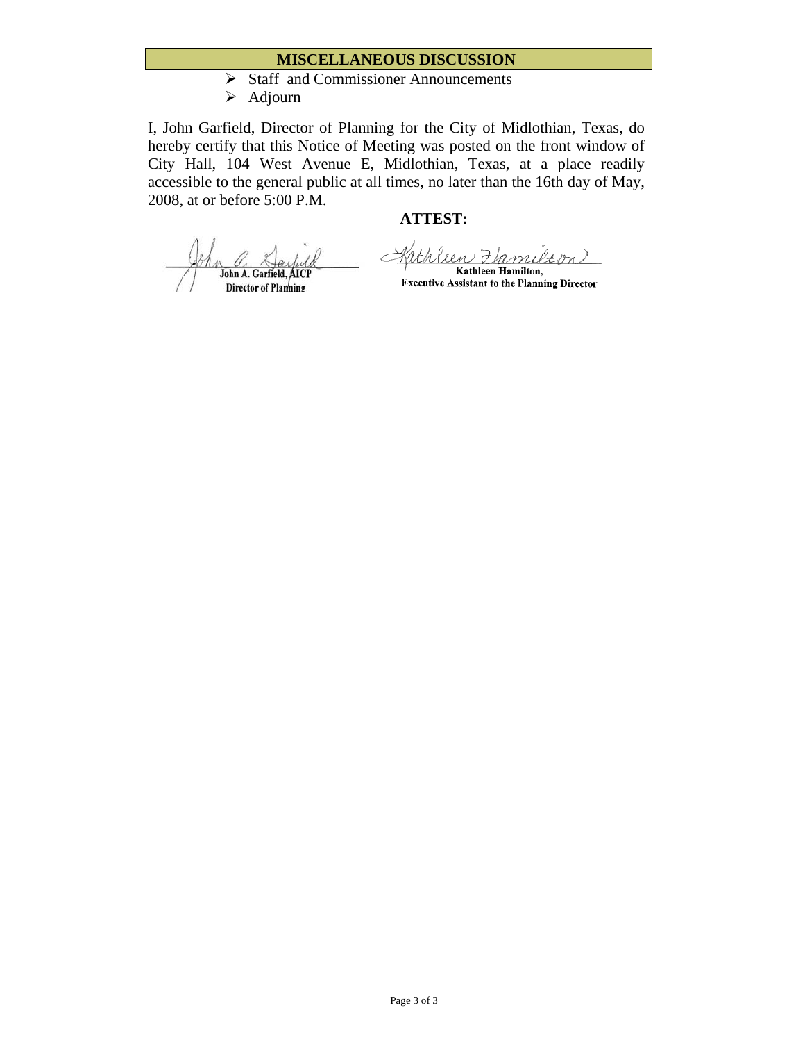## MISCELLANEOUS DISCUSSION

- Staff and Commissioner Announcements
- Adjourn

I, John Garfield, Director of Planning for the City of Midlothian, Texas, do hereby certify that this Notice of Meeting was posted on the front window of City Hall, 104 West Avenue E, Midlothian, Texas, at a place readily accessible to the general public at all times, no later than the 16th day of May, 2008, at or before 5:00 P.M.

**ATTEST:**

John A. Garfield, AICP
Director of Planning

Kathleen Hamilton,
Executive Assistant to the Planning Director